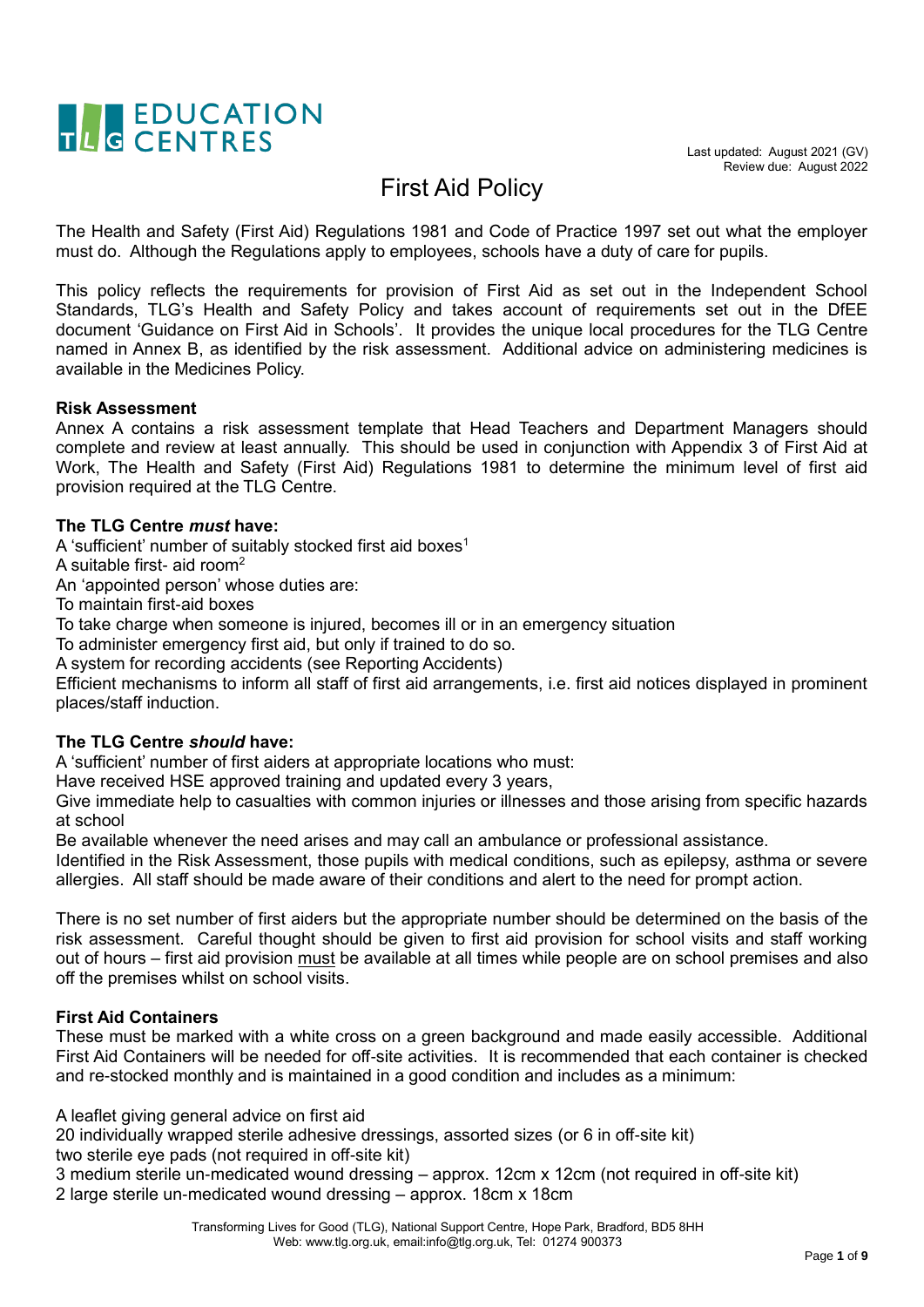EDUCATION CENTRES

Last updated: August 2021 (GV)
Review due: August 2022

# First Aid Policy

The Health and Safety (First Aid) Regulations 1981 and Code of Practice 1997 set out what the employer must do. Although the Regulations apply to employees, schools have a duty of care for pupils.

This policy reflects the requirements for provision of First Aid as set out in the Independent School Standards, TLG's Health and Safety Policy and takes account of requirements set out in the DfEE document 'Guidance on First Aid in Schools'. It provides the unique local procedures for the TLG Centre named in Annex B, as identified by the risk assessment. Additional advice on administering medicines is available in the Medicines Policy.

**Risk Assessment**

Annex A contains a risk assessment template that Head Teachers and Department Managers should complete and review at least annually. This should be used in conjunction with Appendix 3 of First Aid at Work, The Health and Safety (First Aid) Regulations 1981 to determine the minimum level of first aid provision required at the TLG Centre.

**The TLG Centre *must* have:**

A 'sufficient' number of suitably stocked first aid boxes[1]
A suitable first- aid room[2]
An 'appointed person' whose duties are:
To maintain first-aid boxes
To take charge when someone is injured, becomes ill or in an emergency situation
To administer emergency first aid, but only if trained to do so.
A system for recording accidents (see Reporting Accidents)
Efficient mechanisms to inform all staff of first aid arrangements, i.e. first aid notices displayed in prominent places/staff induction.

**The TLG Centre *should* have:**

A 'sufficient' number of first aiders at appropriate locations who must:
Have received HSE approved training and updated every 3 years,
Give immediate help to casualties with common injuries or illnesses and those arising from specific hazards at school
Be available whenever the need arises and may call an ambulance or professional assistance.
Identified in the Risk Assessment, those pupils with medical conditions, such as epilepsy, asthma or severe allergies. All staff should be made aware of their conditions and alert to the need for prompt action.

There is no set number of first aiders but the appropriate number should be determined on the basis of the risk assessment. Careful thought should be given to first aid provision for school visits and staff working out of hours – first aid provision must be available at all times while people are on school premises and also off the premises whilst on school visits.

**First Aid Containers**

These must be marked with a white cross on a green background and made easily accessible. Additional First Aid Containers will be needed for off-site activities. It is recommended that each container is checked and re-stocked monthly and is maintained in a good condition and includes as a minimum:

A leaflet giving general advice on first aid
20 individually wrapped sterile adhesive dressings, assorted sizes (or 6 in off-site kit)
two sterile eye pads (not required in off-site kit)
3 medium sterile un-medicated wound dressing – approx. 12cm x 12cm (not required in off-site kit)
2 large sterile un-medicated wound dressing – approx. 18cm x 18cm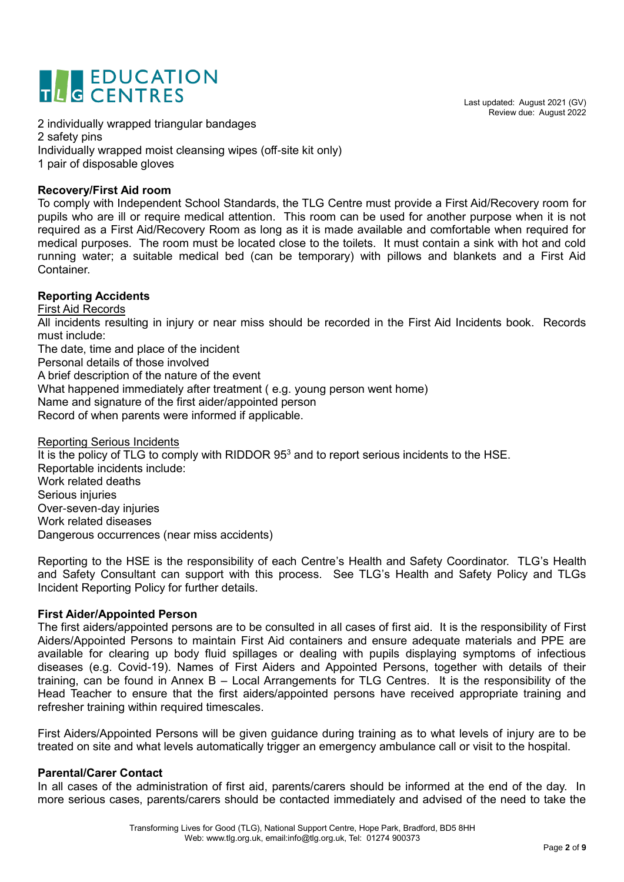2 individually wrapped triangular bandages
2 safety pins
Individually wrapped moist cleansing wipes (off-site kit only)
1 pair of disposable gloves

**Recovery/First Aid room**

To comply with Independent School Standards, the TLG Centre must provide a First Aid/Recovery room for pupils who are ill or require medical attention. This room can be used for another purpose when it is not required as a First Aid/Recovery Room as long as it is made available and comfortable when required for medical purposes. The room must be located close to the toilets. It must contain a sink with hot and cold running water; a suitable medical bed (can be temporary) with pillows and blankets and a First Aid Container.

**Reporting Accidents**

First Aid Records

All incidents resulting in injury or near miss should be recorded in the First Aid Incidents book. Records must include:
The date, time and place of the incident
Personal details of those involved
A brief description of the nature of the event
What happened immediately after treatment ( e.g. young person went home)
Name and signature of the first aider/appointed person
Record of when parents were informed if applicable.

Reporting Serious Incidents

It is the policy of TLG to comply with RIDDOR 95[3] and to report serious incidents to the HSE.
Reportable incidents include:
Work related deaths
Serious injuries
Over-seven-day injuries
Work related diseases
Dangerous occurrences (near miss accidents)

Reporting to the HSE is the responsibility of each Centre's Health and Safety Coordinator. TLG's Health and Safety Consultant can support with this process. See TLG's Health and Safety Policy and TLGs Incident Reporting Policy for further details.

**First Aider/Appointed Person**

The first aiders/appointed persons are to be consulted in all cases of first aid. It is the responsibility of First Aiders/Appointed Persons to maintain First Aid containers and ensure adequate materials and PPE are available for clearing up body fluid spillages or dealing with pupils displaying symptoms of infectious diseases (e.g. Covid-19). Names of First Aiders and Appointed Persons, together with details of their training, can be found in Annex B – Local Arrangements for TLG Centres. It is the responsibility of the Head Teacher to ensure that the first aiders/appointed persons have received appropriate training and refresher training within required timescales.

First Aiders/Appointed Persons will be given guidance during training as to what levels of injury are to be treated on site and what levels automatically trigger an emergency ambulance call or visit to the hospital.

**Parental/Carer Contact**

In all cases of the administration of first aid, parents/carers should be informed at the end of the day. In more serious cases, parents/carers should be contacted immediately and advised of the need to take the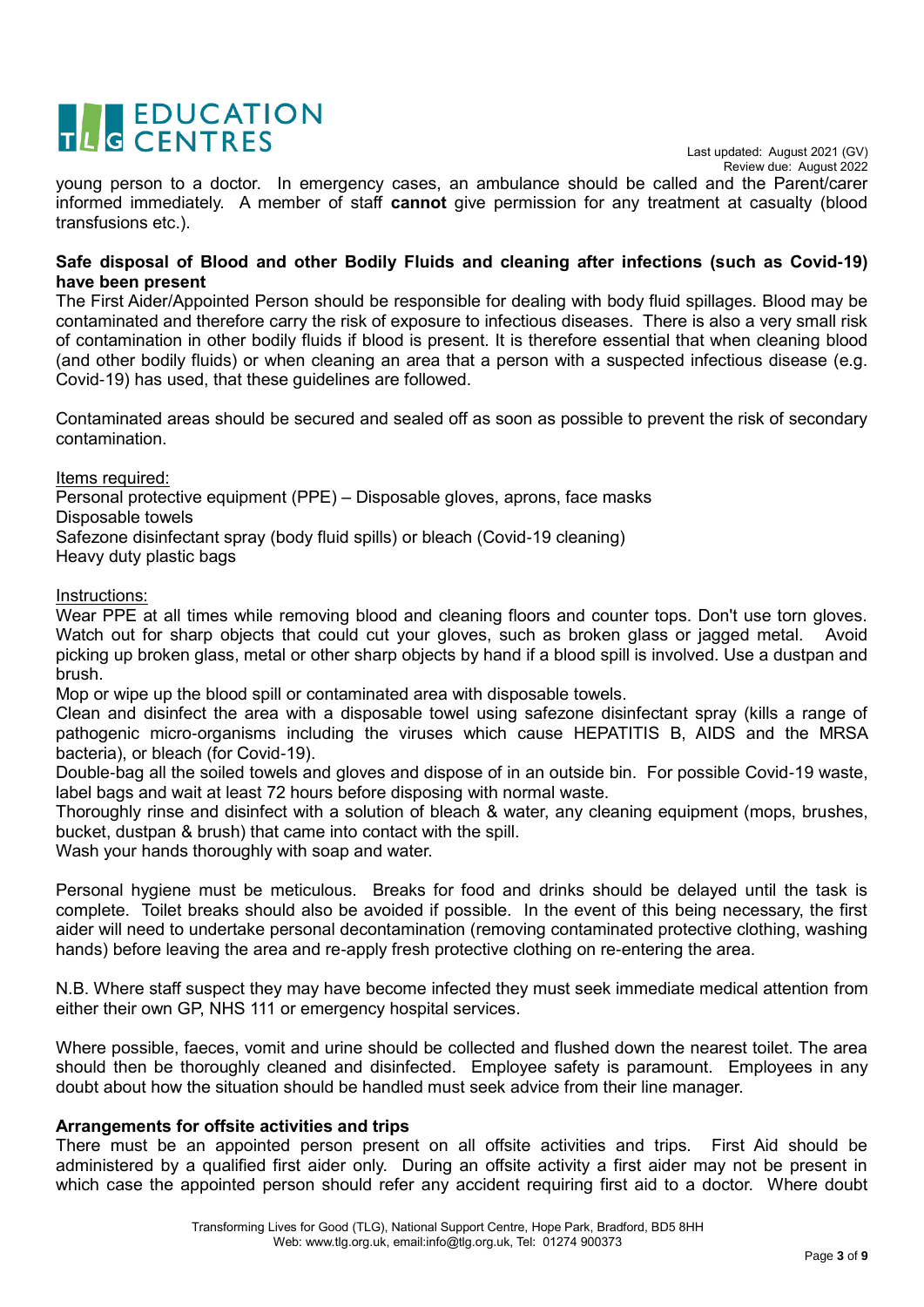young person to a doctor. In emergency cases, an ambulance should be called and the Parent/carer informed immediately. A member of staff **cannot** give permission for any treatment at casualty (blood transfusions etc.).

**Safe disposal of Blood and other Bodily Fluids and cleaning after infections (such as Covid-19) have been present**

The First Aider/Appointed Person should be responsible for dealing with body fluid spillages. Blood may be contaminated and therefore carry the risk of exposure to infectious diseases. There is also a very small risk of contamination in other bodily fluids if blood is present. It is therefore essential that when cleaning blood (and other bodily fluids) or when cleaning an area that a person with a suspected infectious disease (e.g. Covid-19) has used, that these guidelines are followed.

Contaminated areas should be secured and sealed off as soon as possible to prevent the risk of secondary contamination.

<u>Items required:</u>
Personal protective equipment (PPE) – Disposable gloves, aprons, face masks
Disposable towels
Safezone disinfectant spray (body fluid spills) or bleach (Covid-19 cleaning)
Heavy duty plastic bags

<u>Instructions:</u>
Wear PPE at all times while removing blood and cleaning floors and counter tops. Don't use torn gloves. Watch out for sharp objects that could cut your gloves, such as broken glass or jagged metal. Avoid picking up broken glass, metal or other sharp objects by hand if a blood spill is involved. Use a dustpan and brush.
Mop or wipe up the blood spill or contaminated area with disposable towels.
Clean and disinfect the area with a disposable towel using safezone disinfectant spray (kills a range of pathogenic micro-organisms including the viruses which cause HEPATITIS B, AIDS and the MRSA bacteria), or bleach (for Covid-19).
Double-bag all the soiled towels and gloves and dispose of in an outside bin. For possible Covid-19 waste, label bags and wait at least 72 hours before disposing with normal waste.
Thoroughly rinse and disinfect with a solution of bleach & water, any cleaning equipment (mops, brushes, bucket, dustpan & brush) that came into contact with the spill.
Wash your hands thoroughly with soap and water.

Personal hygiene must be meticulous. Breaks for food and drinks should be delayed until the task is complete. Toilet breaks should also be avoided if possible. In the event of this being necessary, the first aider will need to undertake personal decontamination (removing contaminated protective clothing, washing hands) before leaving the area and re-apply fresh protective clothing on re-entering the area.

N.B. Where staff suspect they may have become infected they must seek immediate medical attention from either their own GP, NHS 111 or emergency hospital services.

Where possible, faeces, vomit and urine should be collected and flushed down the nearest toilet. The area should then be thoroughly cleaned and disinfected. Employee safety is paramount. Employees in any doubt about how the situation should be handled must seek advice from their line manager.

**Arrangements for offsite activities and trips**

There must be an appointed person present on all offsite activities and trips. First Aid should be administered by a qualified first aider only. During an offsite activity a first aider may not be present in which case the appointed person should refer any accident requiring first aid to a doctor. Where doubt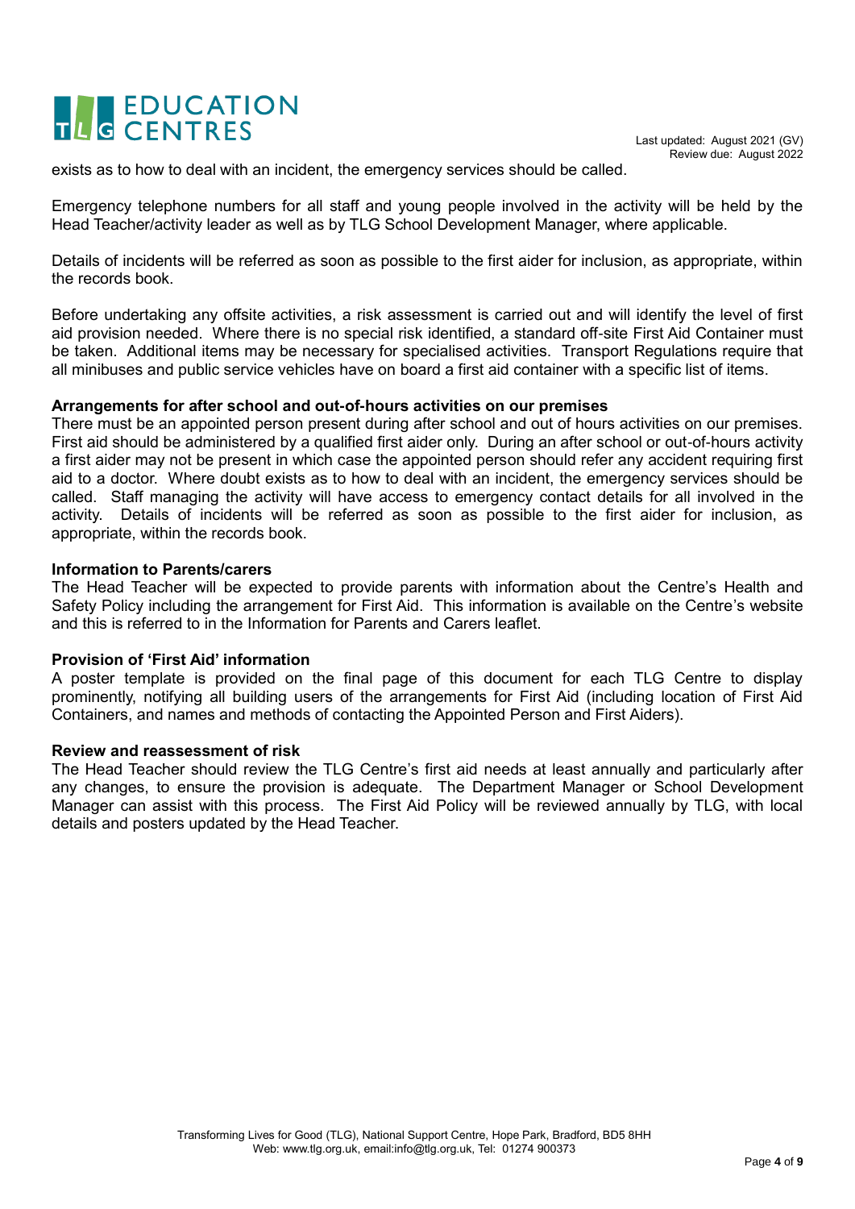exists as to how to deal with an incident, the emergency services should be called.

Emergency telephone numbers for all staff and young people involved in the activity will be held by the Head Teacher/activity leader as well as by TLG School Development Manager, where applicable.

Details of incidents will be referred as soon as possible to the first aider for inclusion, as appropriate, within the records book.

Before undertaking any offsite activities, a risk assessment is carried out and will identify the level of first aid provision needed. Where there is no special risk identified, a standard off-site First Aid Container must be taken. Additional items may be necessary for specialised activities. Transport Regulations require that all minibuses and public service vehicles have on board a first aid container with a specific list of items.

**Arrangements for after school and out-of-hours activities on our premises**

There must be an appointed person present during after school and out of hours activities on our premises. First aid should be administered by a qualified first aider only. During an after school or out-of-hours activity a first aider may not be present in which case the appointed person should refer any accident requiring first aid to a doctor. Where doubt exists as to how to deal with an incident, the emergency services should be called. Staff managing the activity will have access to emergency contact details for all involved in the activity. Details of incidents will be referred as soon as possible to the first aider for inclusion, as appropriate, within the records book.

**Information to Parents/carers**

The Head Teacher will be expected to provide parents with information about the Centre's Health and Safety Policy including the arrangement for First Aid. This information is available on the Centre's website and this is referred to in the Information for Parents and Carers leaflet.

**Provision of 'First Aid' information**

A poster template is provided on the final page of this document for each TLG Centre to display prominently, notifying all building users of the arrangements for First Aid (including location of First Aid Containers, and names and methods of contacting the Appointed Person and First Aiders).

**Review and reassessment of risk**

The Head Teacher should review the TLG Centre's first aid needs at least annually and particularly after any changes, to ensure the provision is adequate. The Department Manager or School Development Manager can assist with this process. The First Aid Policy will be reviewed annually by TLG, with local details and posters updated by the Head Teacher.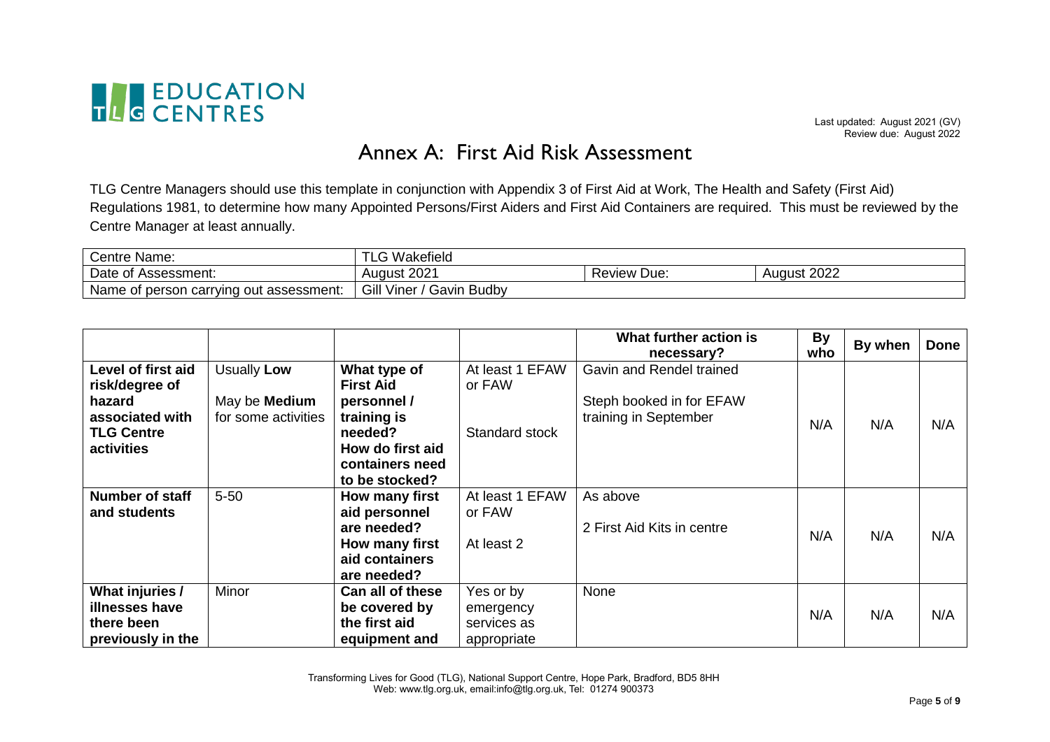**TLG EDUCATION CENTRES**

Last updated: August 2021 (GV)
Review due: August 2022

# Annex A: First Aid Risk Assessment

TLG Centre Managers should use this template in conjunction with Appendix 3 of First Aid at Work, The Health and Safety (First Aid) Regulations 1981, to determine how many Appointed Persons/First Aiders and First Aid Containers are required. This must be reviewed by the Centre Manager at least annually.

| Centre Name: | TLG Wakefield | | |
|---|---|---|---|
| Date of Assessment: | August 2021 | Review Due: | August 2022 |
| Name of person carrying out assessment: | Gill Viner / Gavin Budby | | |

| | | | | What further action is necessary? | By who | By when | Done |
|---|---|---|---|---|---|---|---|
| **Level of first aid risk/degree of hazard associated with TLG Centre activities** | Usually **Low**<br><br>May be **Medium** for some activities | **What type of First Aid personnel / training is needed? How do first aid containers need to be stocked?** | At least 1 EFAW or FAW<br><br>Standard stock | Gavin and Rendel trained<br><br>Steph booked in for EFAW training in September | N/A | N/A | N/A |
| **Number of staff and students** | 5-50 | **How many first aid personnel are needed? How many first aid containers are needed?** | At least 1 EFAW or FAW<br><br>At least 2 | As above<br><br>2 First Aid Kits in centre | N/A | N/A | N/A |
| **What injuries / illnesses have there been previously in the** | Minor | **Can all of these be covered by the first aid equipment and** | Yes or by emergency services as appropriate | None | N/A | N/A | N/A |

Transforming Lives for Good (TLG), National Support Centre, Hope Park, Bradford, BD5 8HH
Web: www.tlg.org.uk, email:info@tlg.org.uk, Tel: 01274 900373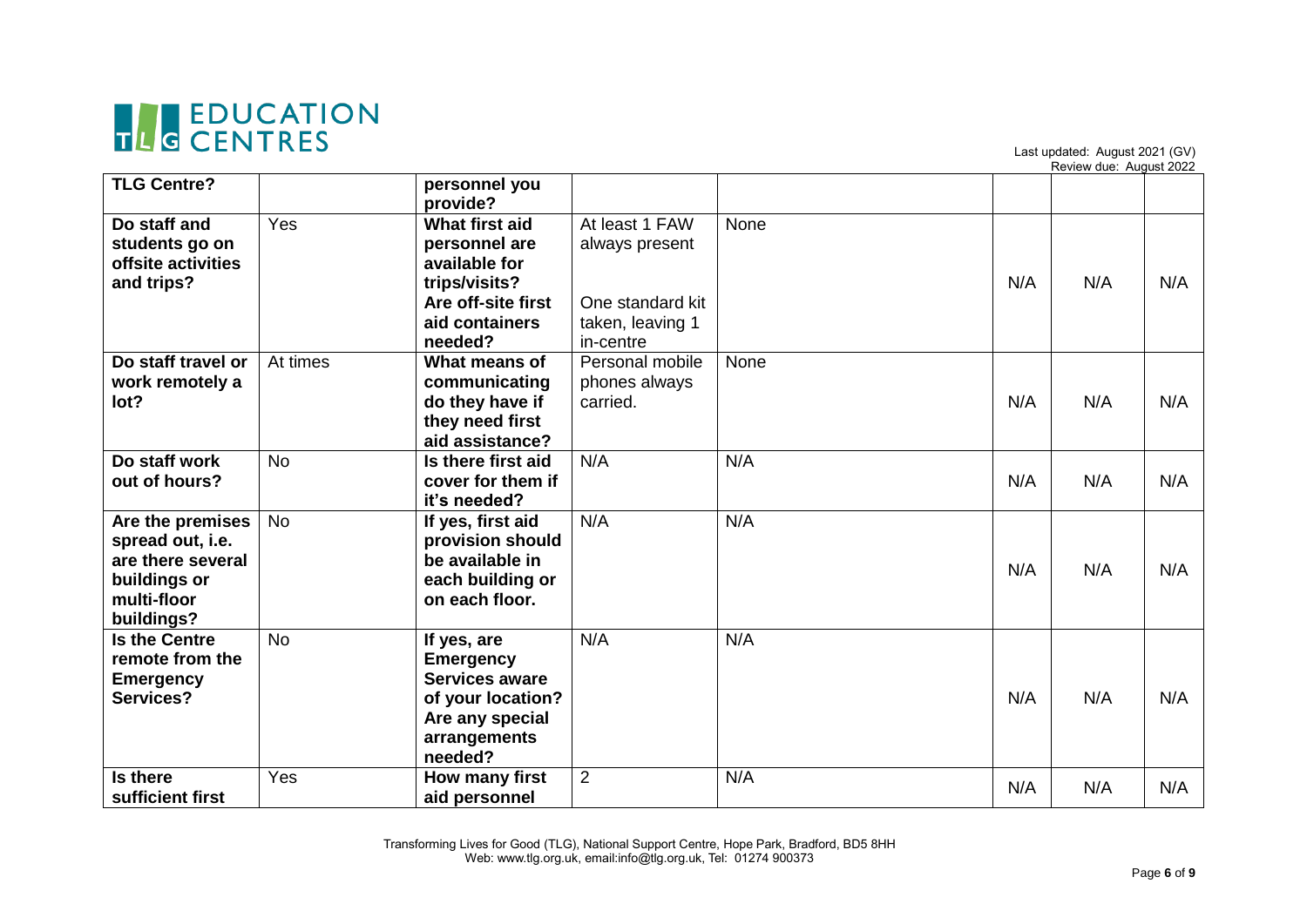| | | | | | | | |
|---|---|---|---|---|---|---|---|
| **TLG Centre?** | | **personnel you provide?** | | | | | |
| **Do staff and students go on offsite activities and trips?** | Yes | **What first aid personnel are available for trips/visits? Are off-site first aid containers needed?** | At least 1 FAW always present<br><br>One standard kit taken, leaving 1 in-centre | None | N/A | N/A | N/A |
| **Do staff travel or work remotely a lot?** | At times | **What means of communicating do they have if they need first aid assistance?** | Personal mobile phones always carried. | None | N/A | N/A | N/A |
| **Do staff work out of hours?** | No | **Is there first aid cover for them if it's needed?** | N/A | N/A | N/A | N/A | N/A |
| **Are the premises spread out, i.e. are there several buildings or multi-floor buildings?** | No | **If yes, first aid provision should be available in each building or on each floor.** | N/A | N/A | N/A | N/A | N/A |
| **Is the Centre remote from the Emergency Services?** | No | **If yes, are Emergency Services aware of your location? Are any special arrangements needed?** | N/A | N/A | N/A | N/A | N/A |
| **Is there sufficient first** | Yes | **How many first aid personnel** | 2 | N/A | N/A | N/A | N/A |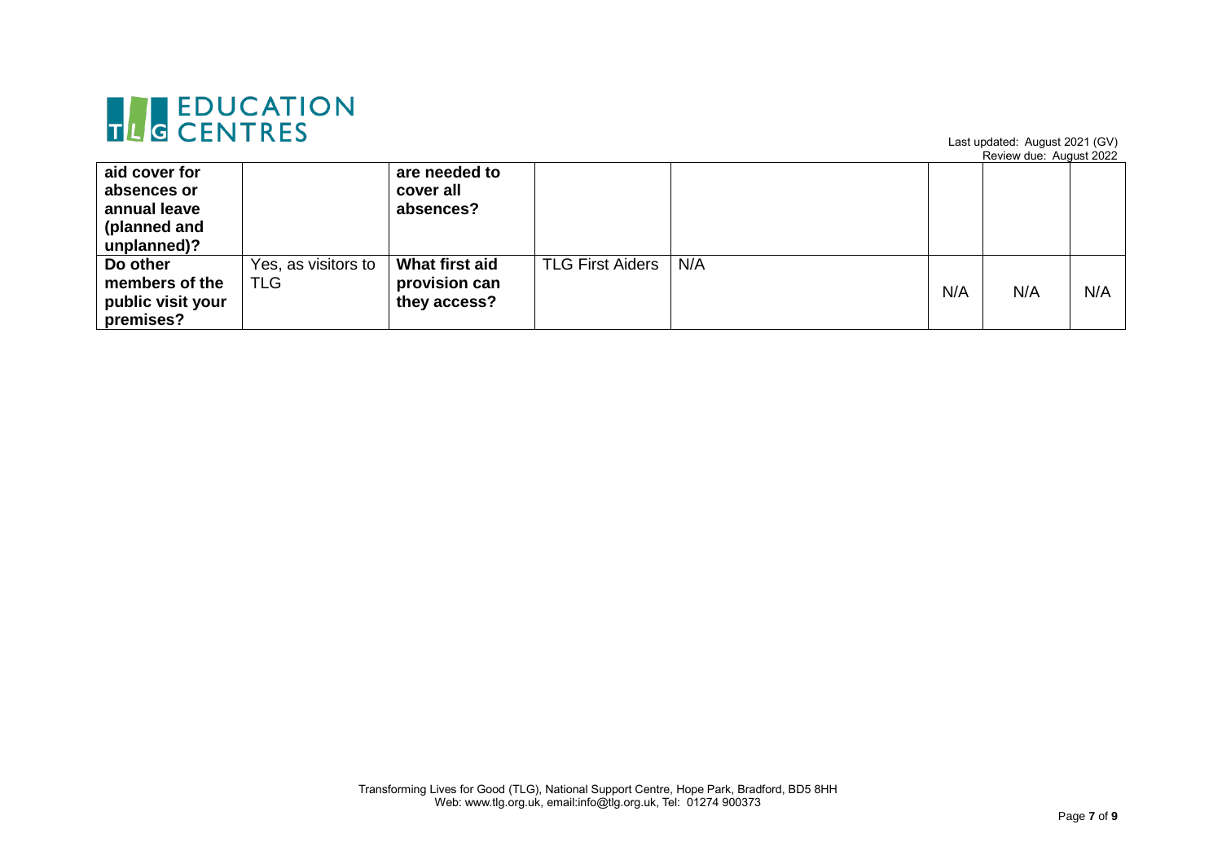| | | | | | | | |
|---|---|---|---|---|---|---|---|
| **aid cover for absences or annual leave (planned and unplanned)?** | | **are needed to cover all absences?** | | | | | |
| **Do other members of the public visit your premises?** | Yes, as visitors to TLG | **What first aid provision can they access?** | TLG First Aiders | N/A | N/A | N/A | N/A |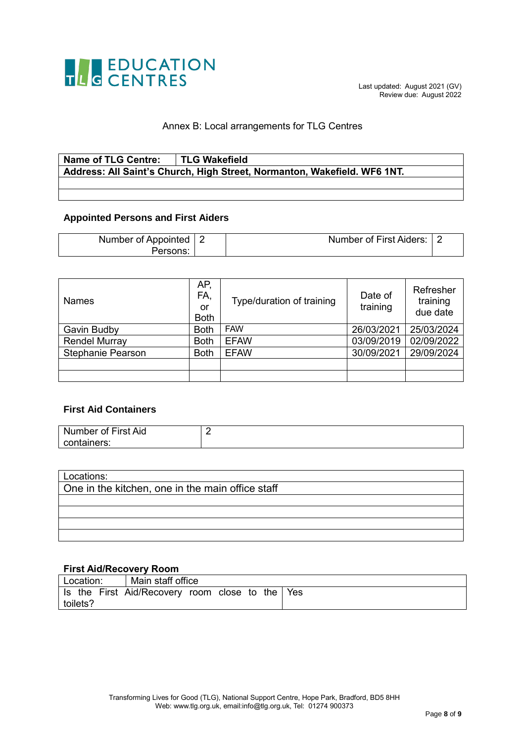Last updated: August 2021 (GV)
Review due: August 2022

## Annex B: Local arrangements for TLG Centres

| **Name of TLG Centre:** | **TLG Wakefield** |
|---|---|
| **Address: All Saint's Church, High Street, Normanton, Wakefield. WF6 1NT.** | |
| | |
| | |

### Appointed Persons and First Aiders

| Number of Appointed Persons: | 2 | Number of First Aiders: | 2 |
|---|---|---|---|

| Names | AP, FA, or Both | Type/duration of training | Date of training | Refresher training due date |
|---|---|---|---|---|
| Gavin Budby | Both | FAW | 26/03/2021 | 25/03/2024 |
| Rendel Murray | Both | EFAW | 03/09/2019 | 02/09/2022 |
| Stephanie Pearson | Both | EFAW | 30/09/2021 | 29/09/2024 |
| | | | | |
| | | | | |

### First Aid Containers

| Number of First Aid containers: | 2 |
|---|---|

| Locations: |
|---|
| One in the kitchen, one in the main office staff |
| |
| |
| |
| |

### First Aid/Recovery Room

| Location: | Main staff office |
|---|---|
| Is the First Aid/Recovery room close to the toilets? | Yes |

Transforming Lives for Good (TLG), National Support Centre, Hope Park, Bradford, BD5 8HH
Web: www.tlg.org.uk, email:info@tlg.org.uk, Tel: 01274 900373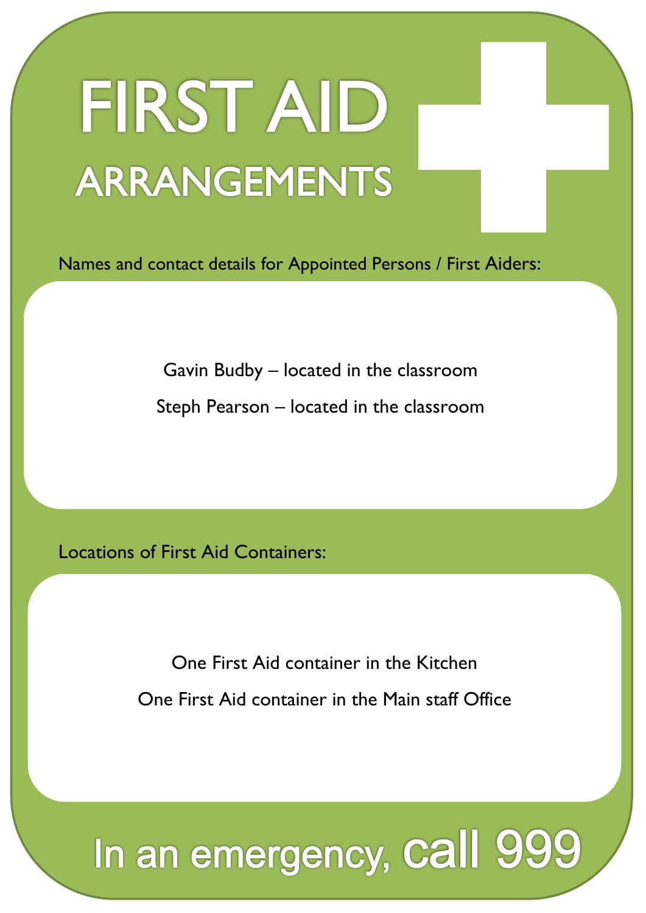# FIRST AID

## ARRANGEMENTS

Names and contact details for Appointed Persons / First Aiders:

Gavin Budby – located in the classroom

Steph Pearson – located in the classroom

Locations of First Aid Containers:

One First Aid container in the Kitchen

One First Aid container in the Main staff Office

**In an emergency, call 999**